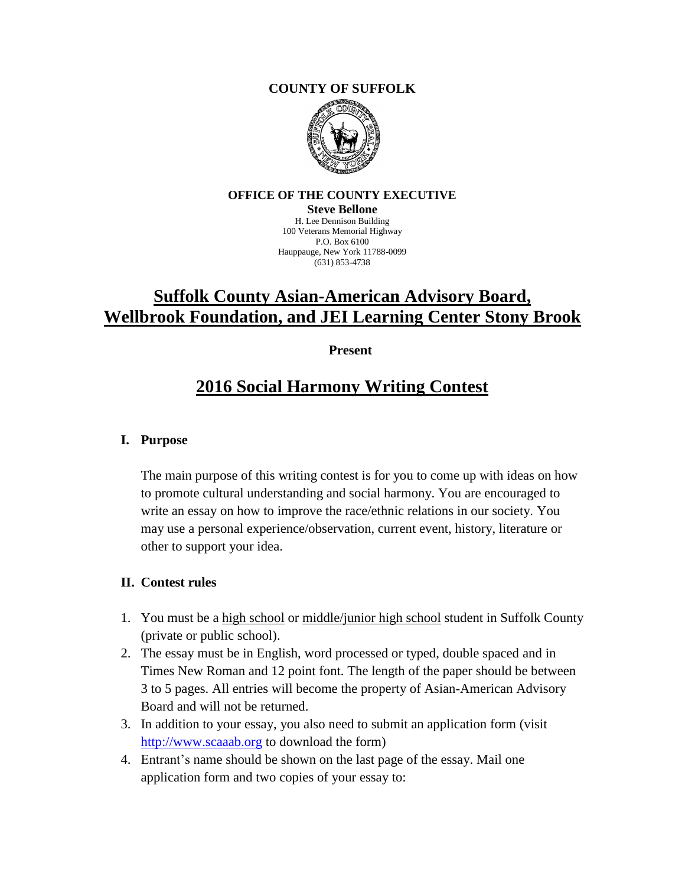**COUNTY OF SUFFOLK**

**OFFICE OF THE COUNTY EXECUTIVE**

**Steve Bellone**

H. Lee Dennison Building
100 Veterans Memorial Highway
P.O. Box 6100
Hauppauge, New York 11788-0099
(631) 853-4738

# Suffolk County Asian-American Advisory Board, Wellbrook Foundation, and JEI Learning Center Stony Brook

**Present**

# 2016 Social Harmony Writing Contest

## I. Purpose

The main purpose of this writing contest is for you to come up with ideas on how to promote cultural understanding and social harmony. You are encouraged to write an essay on how to improve the race/ethnic relations in our society. You may use a personal experience/observation, current event, history, literature or other to support your idea.

## II. Contest rules

1. You must be a high school or middle/junior high school student in Suffolk County (private or public school).
2. The essay must be in English, word processed or typed, double spaced and in Times New Roman and 12 point font. The length of the paper should be between 3 to 5 pages. All entries will become the property of Asian-American Advisory Board and will not be returned.
3. In addition to your essay, you also need to submit an application form (visit http://www.scaaab.org to download the form)
4. Entrant's name should be shown on the last page of the essay. Mail one application form and two copies of your essay to: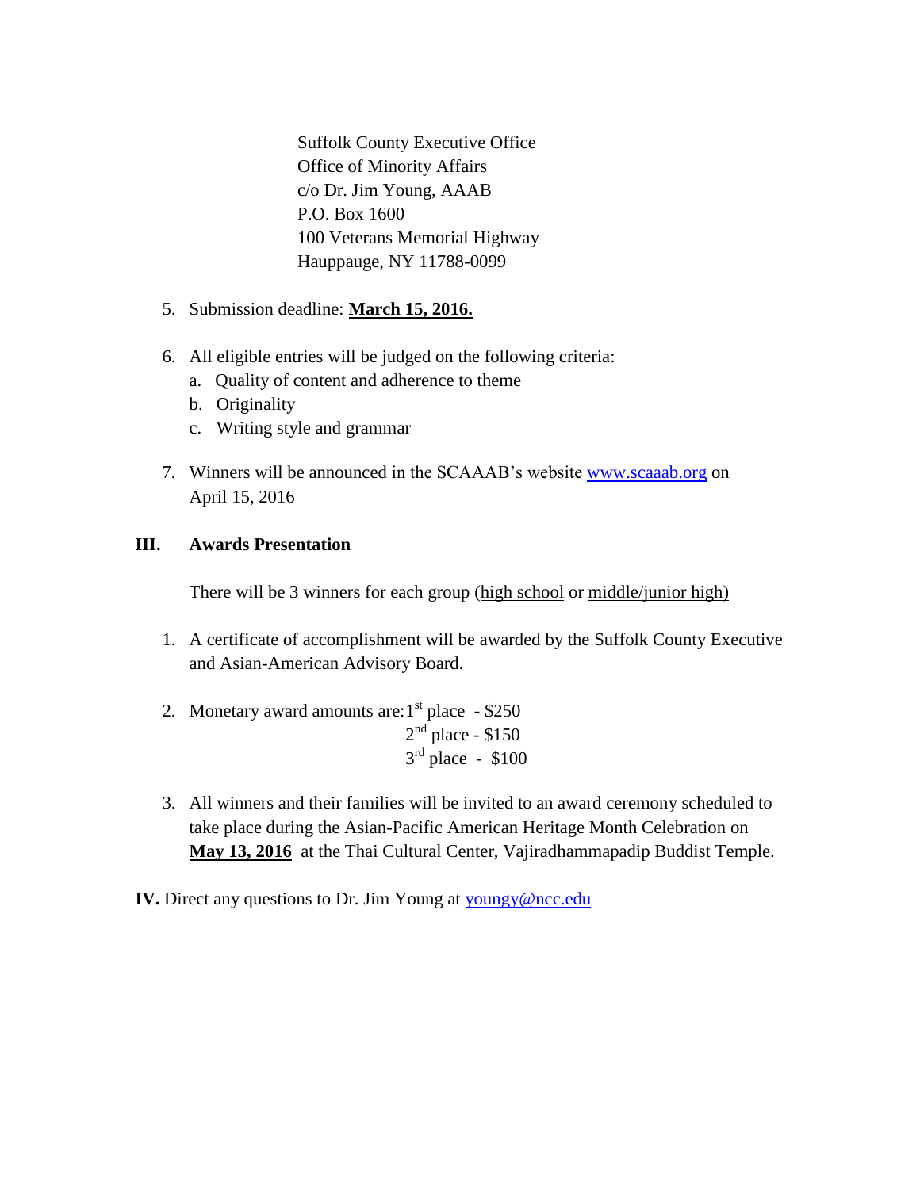Suffolk County Executive Office
Office of Minority Affairs
c/o Dr. Jim Young, AAAB
P.O. Box 1600
100 Veterans Memorial Highway
Hauppauge, NY 11788-0099

5. Submission deadline: **March 15, 2016.**

6. All eligible entries will be judged on the following criteria:
   a. Quality of content and adherence to theme
   b. Originality
   c. Writing style and grammar

7. Winners will be announced in the SCAAAB's website www.scaaab.org on April 15, 2016

## III. Awards Presentation

There will be 3 winners for each group (high school or middle/junior high)

1. A certificate of accomplishment will be awarded by the Suffolk County Executive and Asian-American Advisory Board.

2. Monetary award amounts are: 1st place - $250
   2nd place - $150
   3rd place - $100

3. All winners and their families will be invited to an award ceremony scheduled to take place during the Asian-Pacific American Heritage Month Celebration on **May 13, 2016** at the Thai Cultural Center, Vajiradhammapadip Buddist Temple.

**IV.** Direct any questions to Dr. Jim Young at youngy@ncc.edu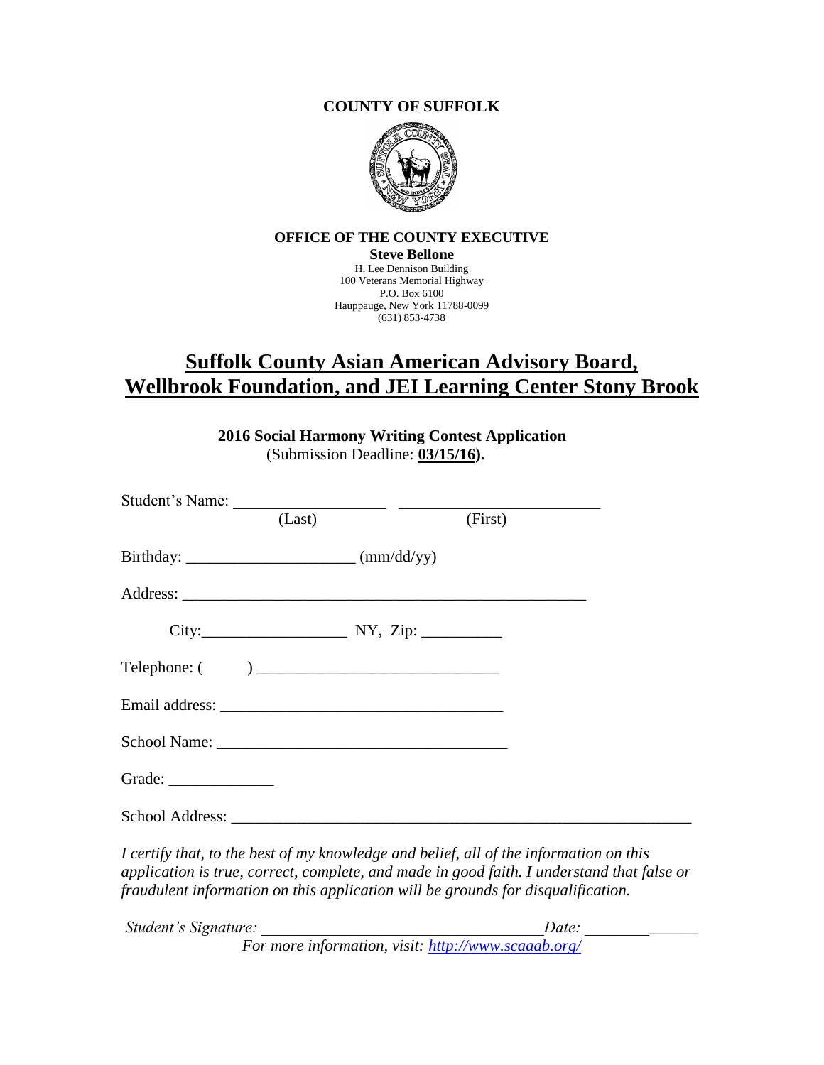**COUNTY OF SUFFOLK**

**OFFICE OF THE COUNTY EXECUTIVE**

**Steve Bellone**

H. Lee Dennison Building
100 Veterans Memorial Highway
P.O. Box 6100
Hauppauge, New York 11788-0099
(631) 853-4738

# Suffolk County Asian American Advisory Board, Wellbrook Foundation, and JEI Learning Center Stony Brook

**2016 Social Harmony Writing Contest Application**
(Submission Deadline: **03/15/16).**

Student's Name: ____________________ __________________________
(Last) (First)

Birthday: ______________________ (mm/dd/yy)

Address: ____________________________________________________

City:___________________ NY, Zip: __________

Telephone: ( ) ______________________________

Email address: ___________________________________

School Name: ____________________________________

Grade: _____________

School Address: ___________________________________________________________

*I certify that, to the best of my knowledge and belief, all of the information on this application is true, correct, complete, and made in good faith. I understand that false or fraudulent information on this application will be grounds for disqualification.*

*Student's Signature:* __________________________________*Date:* ______________

*For more information, visit: http://www.scaaab.org/*